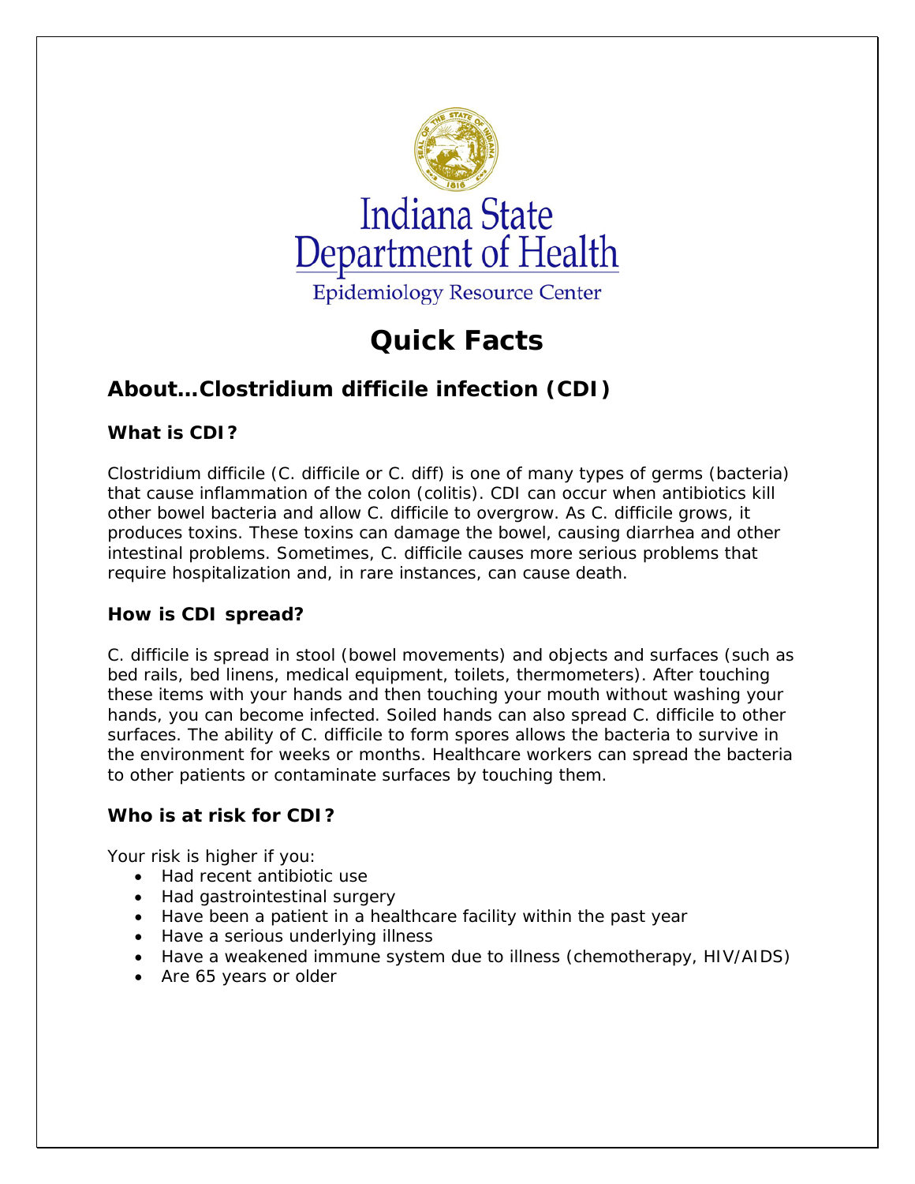Indiana State Department of Health

Epidemiology Resource Center

# Quick Facts

## About…Clostridium difficile infection (CDI)

### What is CDI?

Clostridium difficile (C. difficile or C. diff) is one of many types of germs (bacteria) that cause inflammation of the colon (colitis). CDI can occur when antibiotics kill other bowel bacteria and allow C. difficile to overgrow. As C. difficile grows, it produces toxins. These toxins can damage the bowel, causing diarrhea and other intestinal problems. Sometimes, C. difficile causes more serious problems that require hospitalization and, in rare instances, can cause death.

### How is CDI spread?

C. difficile is spread in stool (bowel movements) and objects and surfaces (such as bed rails, bed linens, medical equipment, toilets, thermometers). After touching these items with your hands and then touching your mouth without washing your hands, you can become infected. Soiled hands can also spread C. difficile to other surfaces. The ability of C. difficile to form spores allows the bacteria to survive in the environment for weeks or months. Healthcare workers can spread the bacteria to other patients or contaminate surfaces by touching them.

### Who is at risk for CDI?

Your risk is higher if you:

- Had recent antibiotic use
- Had gastrointestinal surgery
- Have been a patient in a healthcare facility within the past year
- Have a serious underlying illness
- Have a weakened immune system due to illness (chemotherapy, HIV/AIDS)
- Are 65 years or older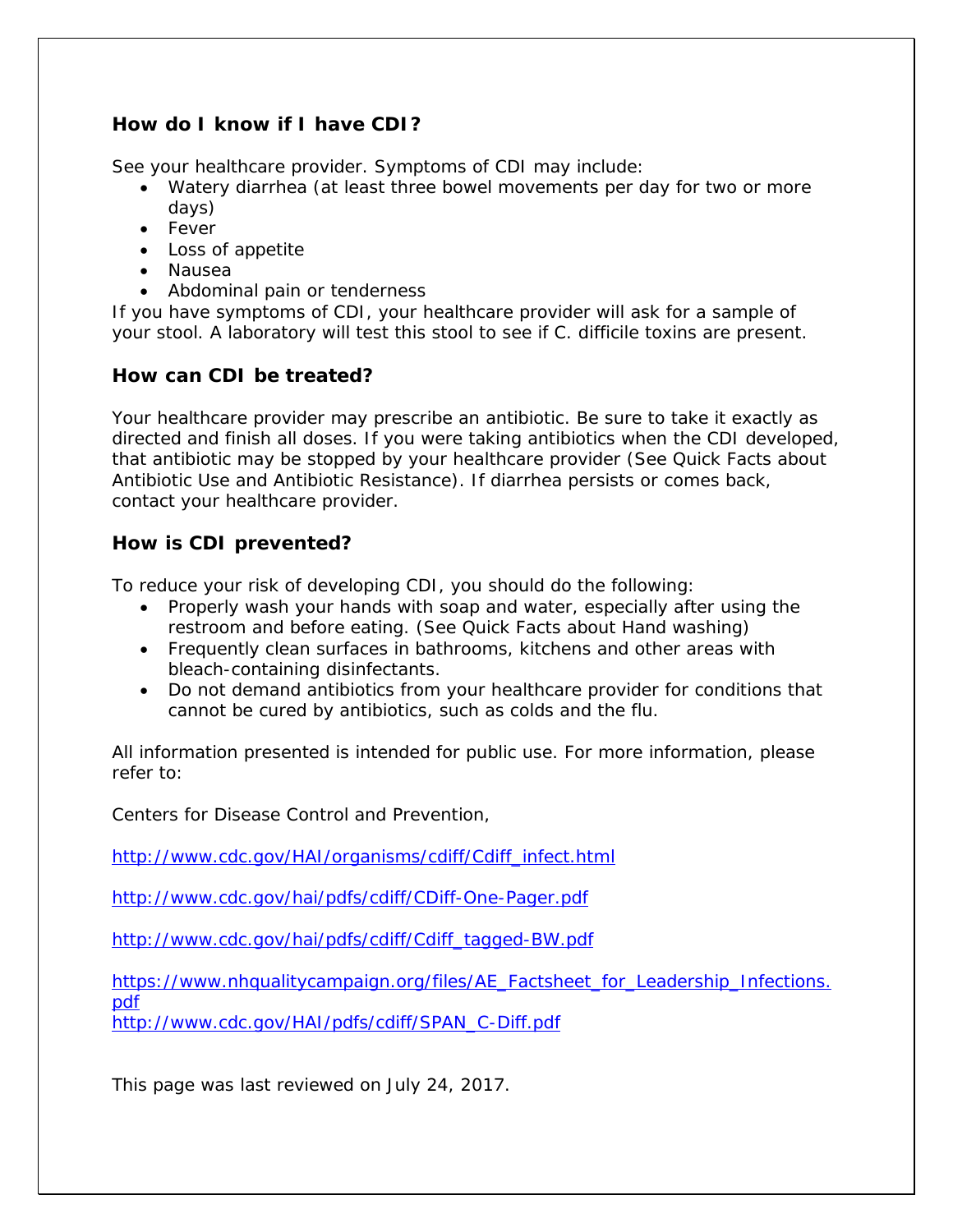### How do I know if I have CDI?

See your healthcare provider. Symptoms of CDI may include:

- Watery diarrhea (at least three bowel movements per day for two or more days)
- Fever
- Loss of appetite
- Nausea
- Abdominal pain or tenderness

If you have symptoms of CDI, your healthcare provider will ask for a sample of your stool. A laboratory will test this stool to see if C. difficile toxins are present.

### How can CDI be treated?

Your healthcare provider may prescribe an antibiotic. Be sure to take it exactly as directed and finish all doses. If you were taking antibiotics when the CDI developed, that antibiotic may be stopped by your healthcare provider (See Quick Facts about Antibiotic Use and Antibiotic Resistance). If diarrhea persists or comes back, contact your healthcare provider.

### How is CDI prevented?

To reduce your risk of developing CDI, you should do the following:

- Properly wash your hands with soap and water, especially after using the restroom and before eating. (See Quick Facts about Hand washing)
- Frequently clean surfaces in bathrooms, kitchens and other areas with bleach-containing disinfectants.
- Do not demand antibiotics from your healthcare provider for conditions that cannot be cured by antibiotics, such as colds and the flu.

All information presented is intended for public use. For more information, please refer to:

Centers for Disease Control and Prevention,

http://www.cdc.gov/HAI/organisms/cdiff/Cdiff_infect.html

http://www.cdc.gov/hai/pdfs/cdiff/CDiff-One-Pager.pdf

http://www.cdc.gov/hai/pdfs/cdiff/Cdiff_tagged-BW.pdf

https://www.nhqualitycampaign.org/files/AE_Factsheet_for_Leadership_Infections.pdf
http://www.cdc.gov/HAI/pdfs/cdiff/SPAN_C-Diff.pdf

This page was last reviewed on July 24, 2017.